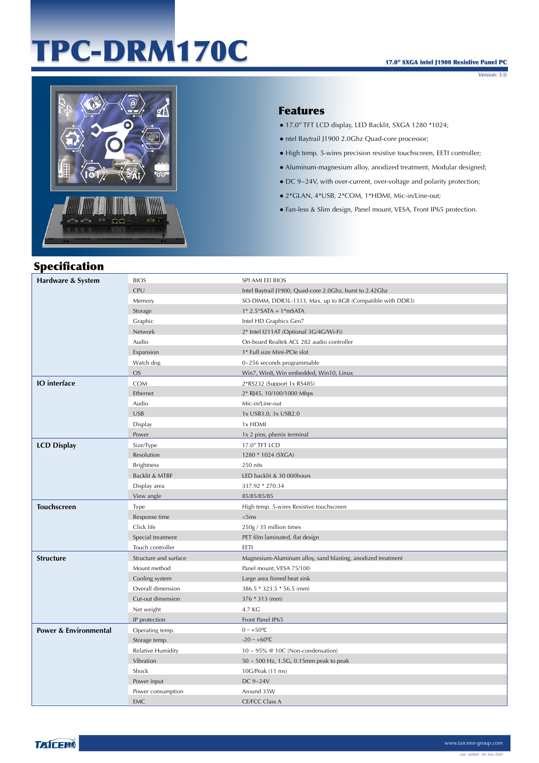# TPC-DRM170C

**17.0" SXGA intel J1900 Resistive Panel PC**

Version: 3.0

## Features

- 17.0" TFT LCD display, LED Backlit, SXGA 1280 *1024;
- ntel Baytrail J1900 2.0Ghz Quad-core processor;
- High temp. 5-wires precision resistive touchscreen, EETI controller;
- Aluminum-magnesium alloy, anodized treatment, Modular designed;
- DC 9~24V, with over-current, over-voltage and polarity protection;
- 2*GLAN, 4*USB, 2*COM, 1*HDMI, Mic-in/Line-out;
- Fan-less & Slim design, Panel mount, VESA, Front IP65 protection.

## Specification

| | | |
|---|---|---|
| **Hardware & System** | BIOS | SPI AMI EEI BIOS |
| | CPU | Intel Baytrail J1900, Quad-core 2.0Ghz, burst to 2.42Ghz |
| | Memory | SO-DIMM, DDR3L-1333, Max. up to 8GB (Compatible with DDR3) |
| | Storage | 1* 2.5"SATA + 1*mSATA |
| | Graphic | Intel HD Graphics Gen7 |
| | Network | 2* Intel I211AT (Optional 3G/4G/Wi-Fi) |
| | Audio | On-board Realtek ACL 282 audio controller |
| | Expansion | 1* Full size Mini-PCIe slot |
| | Watch dog | 0~256 seconds programmable |
| | OS | Win7, Win8, Win embedded, Win10, Linux |
| **IO interface** | COM | 2*RS232 (Support 1x RS485) |
| | Ethernet | 2* RJ45, 10/100/1000 Mbps |
| | Audio | Mic-in/Line-out |
| | USB | 1x USB3.0, 3x USB2.0 |
| | Display | 1x HDMI |
| | Power | 1x 2 pins, phenix terminal |
| **LCD Display** | Size/Type | 17.0" TFT LCD |
| | Resolution | 1280 * 1024 (SXGA) |
| | Brightness | 250 nits |
| | Backlit & MTBF | LED backlit & 30 000hours |
| | Display area | 337.92 * 270.34 |
| | View angle | 85/85/85/85 |
| **Touchscreen** | Type | High temp. 5-wires Resistive touchscreen |
| | Response time | <5ms |
| | Click life | 250g / 35 million times |
| | Special treatment | PET film laminated, flat design |
| | Touch controller | EETI |
| **Structure** | Structure and surface | Magnesium-Aluminum alloy, sand blasting, anodized treatment |
| | Mount method | Panel mount, VESA 75/100 |
| | Cooling system | Large area finned heat sink |
| | Overall dimension | 386.5 * 323.5 * 56.5 (mm) |
| | Cut-out dimension | 376 * 313 (mm) |
| | Net weight | 4.7 KG |
| | IP protection | Front Panel IP65 |
| **Power & Environmental** | Operating temp. | 0 ~ +50℃ |
| | Storage temp. | -20 ~ +60℃ |
| | Relative Humidity | 10 ~ 95% @ 10C (Non-condensation) |
| | Vibration | 50 ~ 500 Hz, 1.5G, 0.15mm peak to peak |
| | Shock | 10G/Peak (11 ms) |
| | Power input | DC 9~24V |
| | Power consumption | Around 35W |
| | EMC | CE/FCC Class A |

www.taicenn-group.com

Last update: 1st-July-2020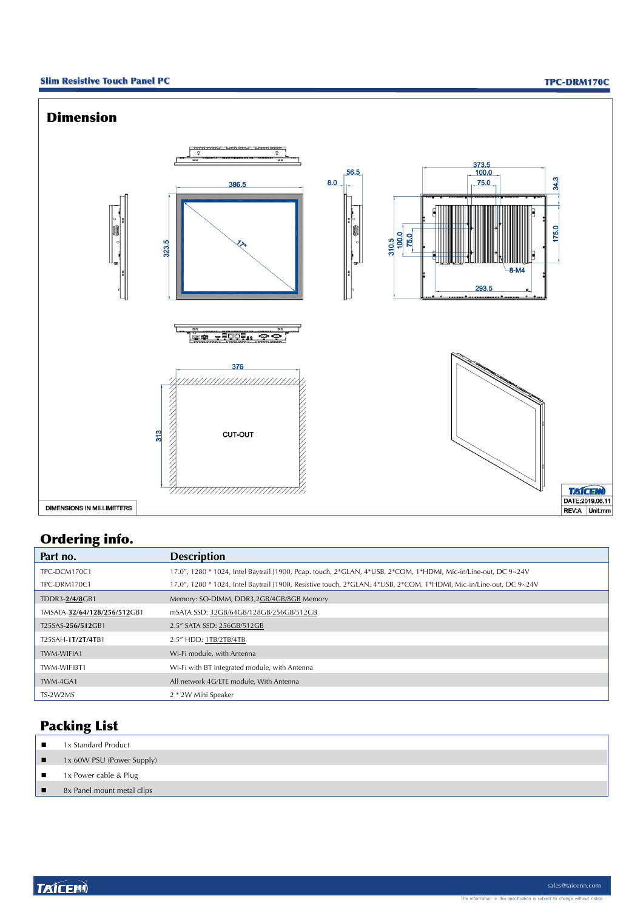## Dimension

386.5
323.5
17"
8.0
56.5
373.5
100.0
75.0
34.3
310.5
100.0
75.0
175.0
8-M4
293.5
376
313
CUT-OUT

DIMENSIONS IN MILLIMETERS

DATE:2019.06.11
REV:A Unit:mm

## Ordering info.

| Part no. | Description |
|---|---|
| TPC-DCM170C1 | 17.0", 1280 * 1024, Intel Baytrail J1900, Pcap. touch, 2*GLAN, 4*USB, 2*COM, 1*HDMI, Mic-in/Line-out, DC 9~24V |
| TPC-DRM170C1 | 17.0", 1280 * 1024, Intel Baytrail J1900, Resistive touch, 2*GLAN, 4*USB, 2*COM, 1*HDMI, Mic-in/Line-out, DC 9~24V |
| TDDR3-**2/4/8**GB1 | Memory: SO-DIMM, DDR3,2GB/4GB/8GB Memory |
| TMSATA-**32/64/128/256/512**GB1 | mSATA SSD: 32GB/64GB/128GB/256GB/512GB |
| T25SAS-**256/512**GB1 | 2.5" SATA SSD: 256GB/512GB |
| T25SAH-**1T/2T/4T**B1 | 2.5" HDD: 1TB/2TB/4TB |
| TWM-WIFIA1 | Wi-Fi module, with Antenna |
| TWM-WIFIBT1 | Wi-Fi with BT integrated module, with Antenna |
| TWM-4GA1 | All network 4G/LTE module, With Antenna |
| TS-2W2MS | 2 * 2W Mini Speaker |

## Packing List

- 1x Standard Product
- 1x 60W PSU (Power Supply)
- 1x Power cable & Plug
- 8x Panel mount metal clips